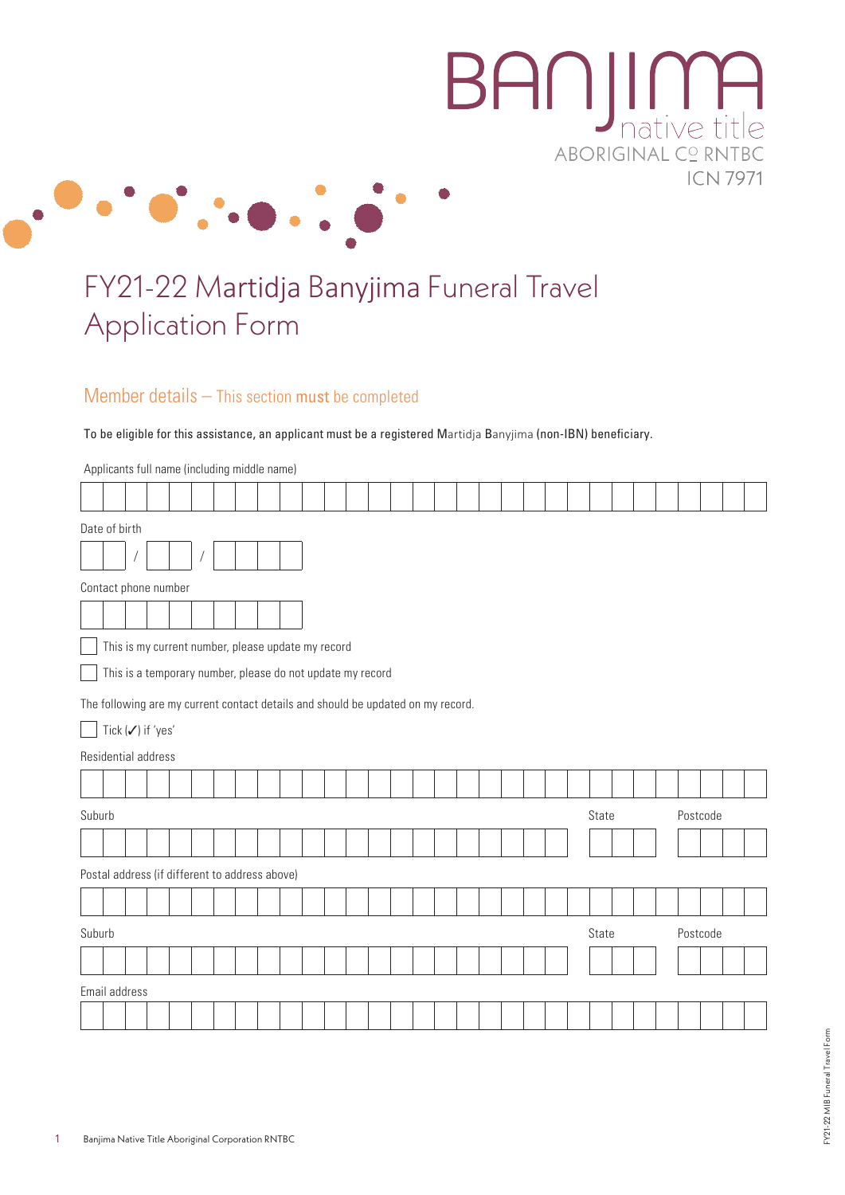BANJIMA native title ABORIGINAL CORP RNTBC ICN 7971

# FY21-22 Martidja Banyjima Funeral Travel Application Form

## Member details – This section **must** be completed

To be eligible for this assistance, an applicant must be a registered Martidja Banyjima (non-IBN) beneficiary.

Applicants full name (including middle name)

Date of birth

/ /

Contact phone number

- [ ] This is my current number, please update my record
- [ ] This is a temporary number, please do not update my record

The following are my current contact details and should be updated on my record.

- [ ] Tick (✓) if 'yes'

Residential address

Suburb | State | Postcode

Postal address (if different to address above)

Suburb | State | Postcode

Email address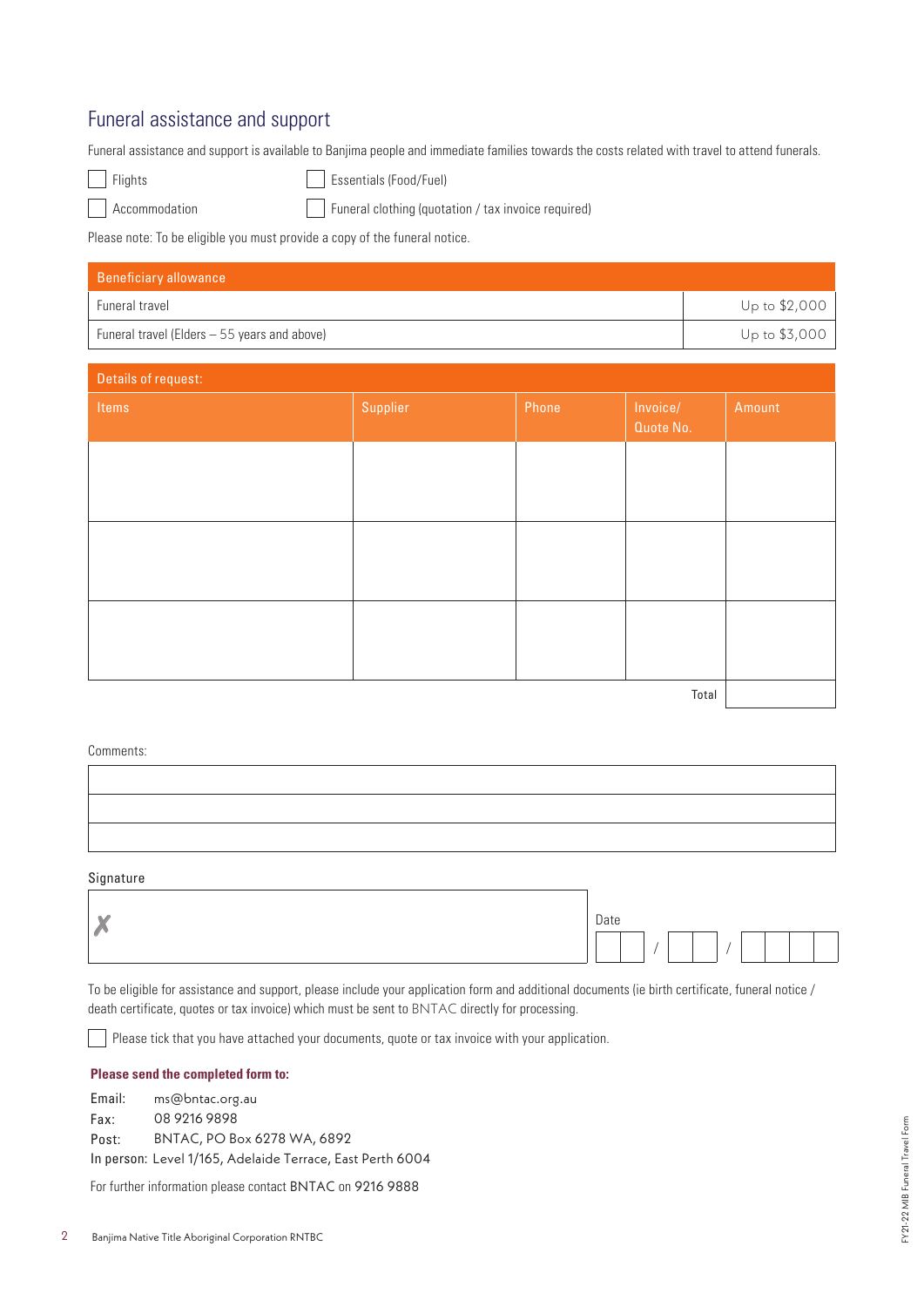## Funeral assistance and support

Funeral assistance and support is available to Banjima people and immediate families towards the costs related with travel to attend funerals.

- [ ] Flights
- [ ] Essentials (Food/Fuel)
- [ ] Accommodation
- [ ] Funeral clothing (quotation / tax invoice required)

Please note: To be eligible you must provide a copy of the funeral notice.

| Beneficiary allowance | |
|---|---|
| Funeral travel | Up to $2,000 |
| Funeral travel (Elders – 55 years and above) | Up to $3,000 |

**Details of request:**

| Items | Supplier | Phone | Invoice/ Quote No. | Amount |
|---|---|---|---|---|
| | | | | |
| | | | | |
| | | | | |
| | | | Total | |

Comments:

| |
|---|
| |
| |
| |

Signature

✗

Date __ __ / __ __ / __ __ __ __

To be eligible for assistance and support, please include your application form and additional documents (ie birth certificate, funeral notice / death certificate, quotes or tax invoice) which must be sent to BNTAC directly for processing.

- [ ] Please tick that you have attached your documents, quote or tax invoice with your application.

**Please send the completed form to:**

Email: ms@bntac.org.au
Fax: 08 9216 9898
Post: BNTAC, PO Box 6278 WA, 6892
In person: Level 1/165, Adelaide Terrace, East Perth 6004

For further information please contact BNTAC on 9216 9888